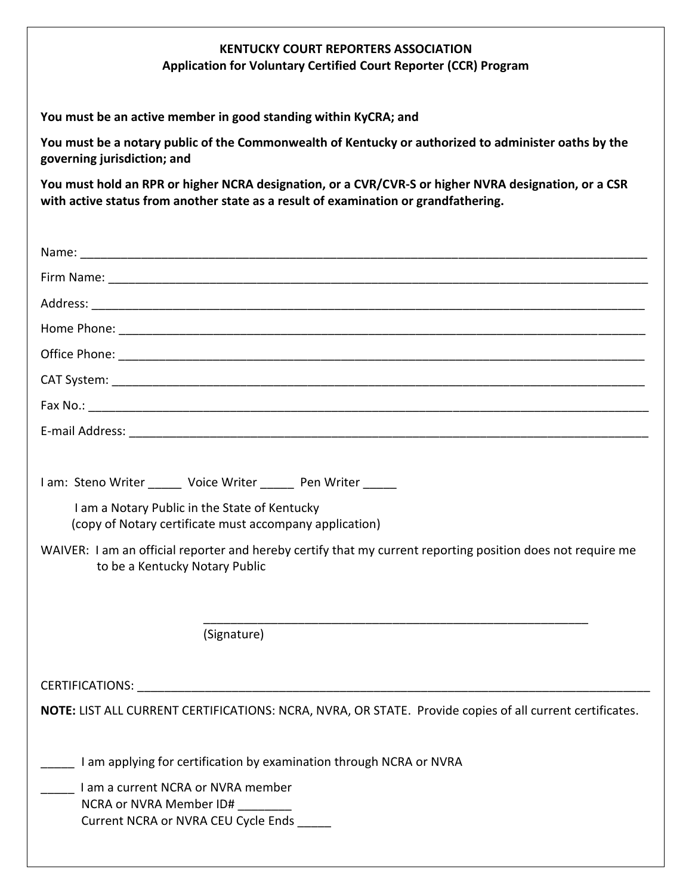**KENTUCKY COURT REPORTERS ASSOCIATION**
**Application for Voluntary Certified Court Reporter (CCR) Program**

**You must be an active member in good standing within KyCRA; and**

**You must be a notary public of the Commonwealth of Kentucky or authorized to administer oaths by the governing jurisdiction; and**

**You must hold an RPR or higher NCRA designation, or a CVR/CVR-S or higher NVRA designation, or a CSR with active status from another state as a result of examination or grandfathering.**

Name: ____________________________________________________________________________

Firm Name: ________________________________________________________________________

Address: __________________________________________________________________________

Home Phone: _______________________________________________________________________

Office Phone: _______________________________________________________________________

CAT System: ________________________________________________________________________

Fax No.: ___________________________________________________________________________

E-mail Address: _____________________________________________________________________

I am: Steno Writer _____ Voice Writer _____ Pen Writer _____

I am a Notary Public in the State of Kentucky
(copy of Notary certificate must accompany application)

WAIVER: I am an official reporter and hereby certify that my current reporting position does not require me to be a Kentucky Notary Public

_______________________________________________________
(Signature)

CERTIFICATIONS: ____________________________________________________________________

**NOTE:** LIST ALL CURRENT CERTIFICATIONS: NCRA, NVRA, OR STATE. Provide copies of all current certificates.

_____ I am applying for certification by examination through NCRA or NVRA

_____ I am a current NCRA or NVRA member
NCRA or NVRA Member ID# ________
Current NCRA or NVRA CEU Cycle Ends _____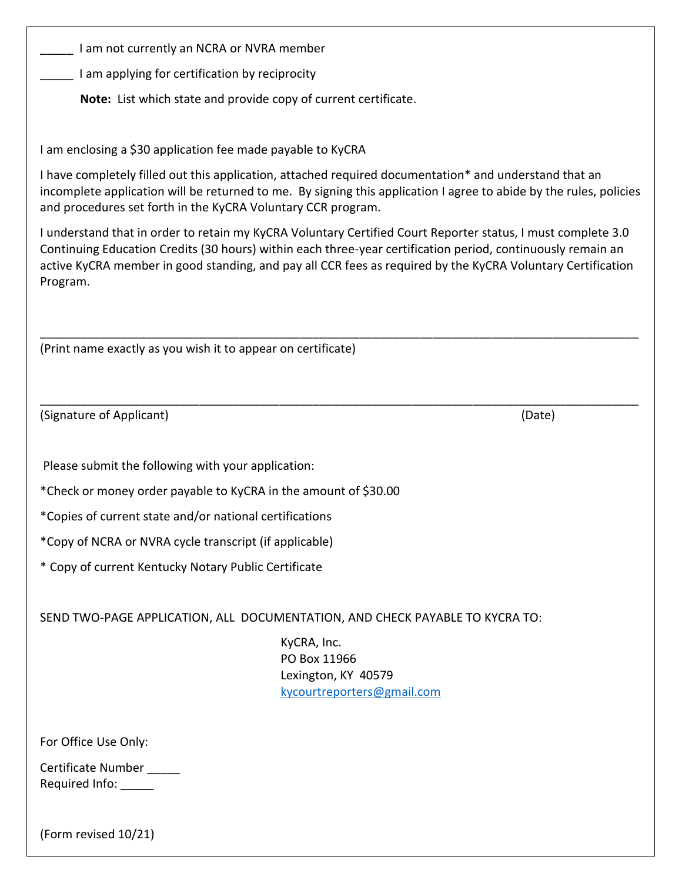_____ I am not currently an NCRA or NVRA member

_____ I am applying for certification by reciprocity

**Note:** List which state and provide copy of current certificate.

I am enclosing a $30 application fee made payable to KyCRA

I have completely filled out this application, attached required documentation* and understand that an incomplete application will be returned to me. By signing this application I agree to abide by the rules, policies and procedures set forth in the KyCRA Voluntary CCR program.

I understand that in order to retain my KyCRA Voluntary Certified Court Reporter status, I must complete 3.0 Continuing Education Credits (30 hours) within each three-year certification period, continuously remain an active KyCRA member in good standing, and pay all CCR fees as required by the KyCRA Voluntary Certification Program.

_____________________________________________________________________________________

(Print name exactly as you wish it to appear on certificate)

_____________________________________________________________________________________

(Signature of Applicant) (Date)

Please submit the following with your application:

*Check or money order payable to KyCRA in the amount of $30.00

*Copies of current state and/or national certifications

*Copy of NCRA or NVRA cycle transcript (if applicable)

* Copy of current Kentucky Notary Public Certificate

SEND TWO-PAGE APPLICATION, ALL DOCUMENTATION, AND CHECK PAYABLE TO KYCRA TO:

KyCRA, Inc.
PO Box 11966
Lexington, KY 40579
kycourtreporters@gmail.com

For Office Use Only:

Certificate Number _____
Required Info: _____

(Form revised 10/21)